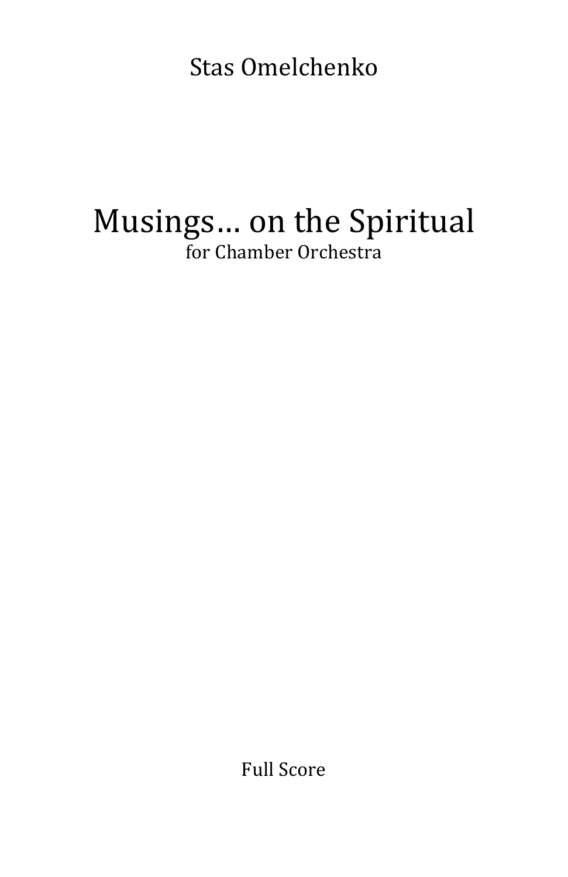Stas Omelchenko

# Musings… on the Spiritual

for Chamber Orchestra

Full Score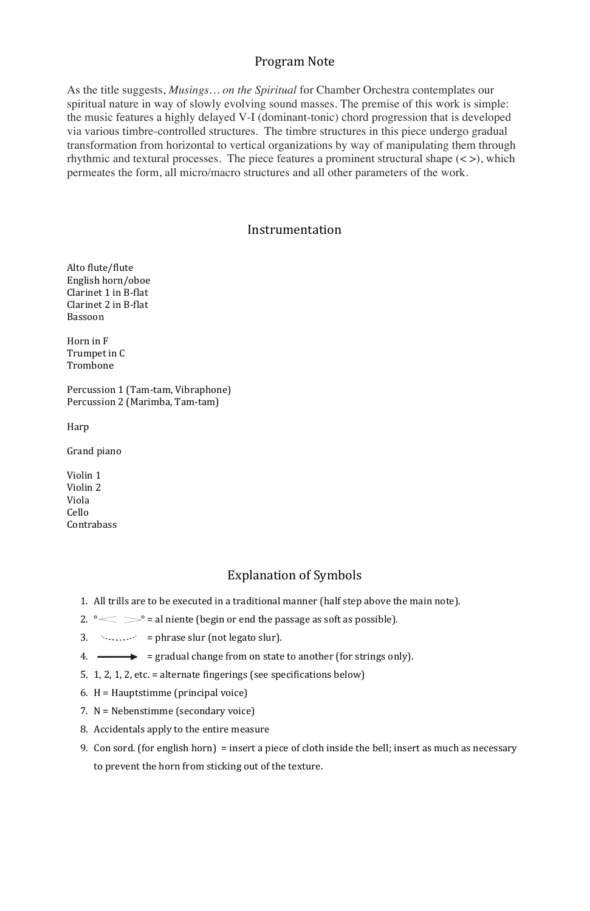## Program Note

As the title suggests, *Musings… on the Spiritual* for Chamber Orchestra contemplates our spiritual nature in way of slowly evolving sound masses. The premise of this work is simple: the music features a highly delayed V-I (dominant-tonic) chord progression that is developed via various timbre-controlled structures. The timbre structures in this piece undergo gradual transformation from horizontal to vertical organizations by way of manipulating them through rhythmic and textural processes. The piece features a prominent structural shape (< >), which permeates the form, all micro/macro structures and all other parameters of the work.

## Instrumentation

Alto flute/flute
English horn/oboe
Clarinet 1 in B-flat
Clarinet 2 in B-flat
Bassoon

Horn in F
Trumpet in C
Trombone

Percussion 1 (Tam-tam, Vibraphone)
Percussion 2 (Marimba, Tam-tam)

Harp

Grand piano

Violin 1
Violin 2
Viola
Cello
Contrabass

## Explanation of Symbols

1. All trills are to be executed in a traditional manner (half step above the main note).
2. °< >° = al niente (begin or end the passage as soft as possible).
3. ⌒ (dotted) = phrase slur (not legato slur).
4. ⟶ = gradual change from on state to another (for strings only).
5. 1, 2, 1, 2, etc. = alternate fingerings (see specifications below)
6. H = Hauptstimme (principal voice)
7. N = Nebenstimme (secondary voice)
8. Accidentals apply to the entire measure
9. Con sord. (for english horn) = insert a piece of cloth inside the bell; insert as much as necessary to prevent the horn from sticking out of the texture.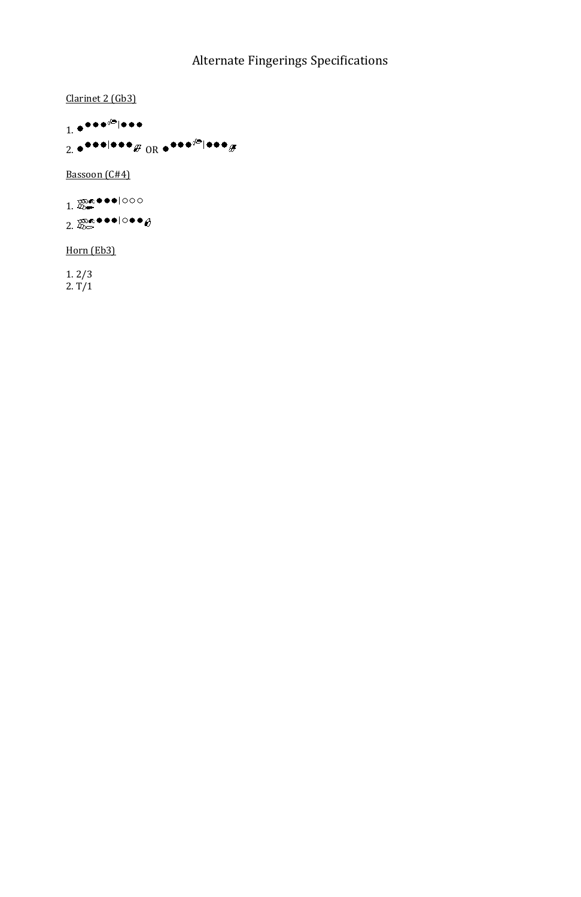# Alternate Fingerings Specifications

<u>Clarinet 2 (Gb3)</u>

1. ● ●●●|●●●
2. ● ●●●|●●● OR ● ●●●|●●●

<u>Bassoon (C#4)</u>

1. ●●●|○○○
2. ●●●|○●●

<u>Horn (Eb3)</u>

1. 2/3
2. T/1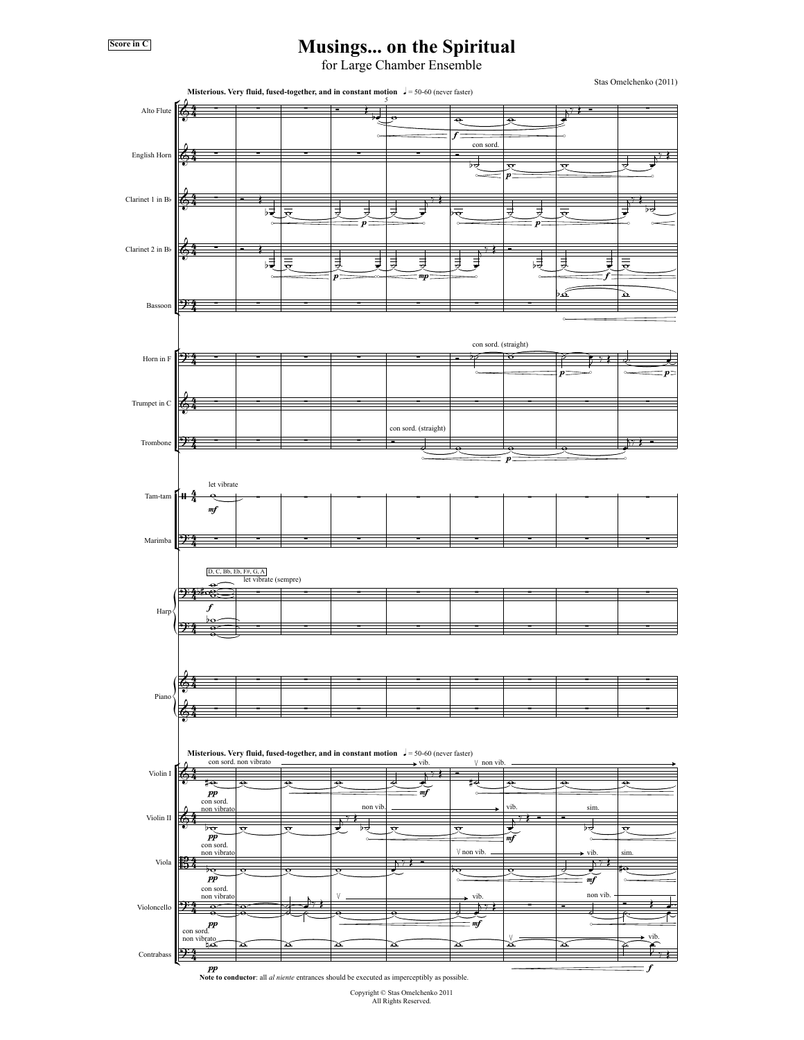Score in C

# Musings... on the Spiritual

for Large Chamber Ensemble

Stas Omelchenko (2011)

**Misterious. Very fluid, fused-together, and in constant motion** ♩ = 50-60 (never faster)

**Note to conductor**: all *al niente* entrances should be executed as imperceptibly as possible.

Copyright © Stas Omelchenko 2011
All Rights Reserved.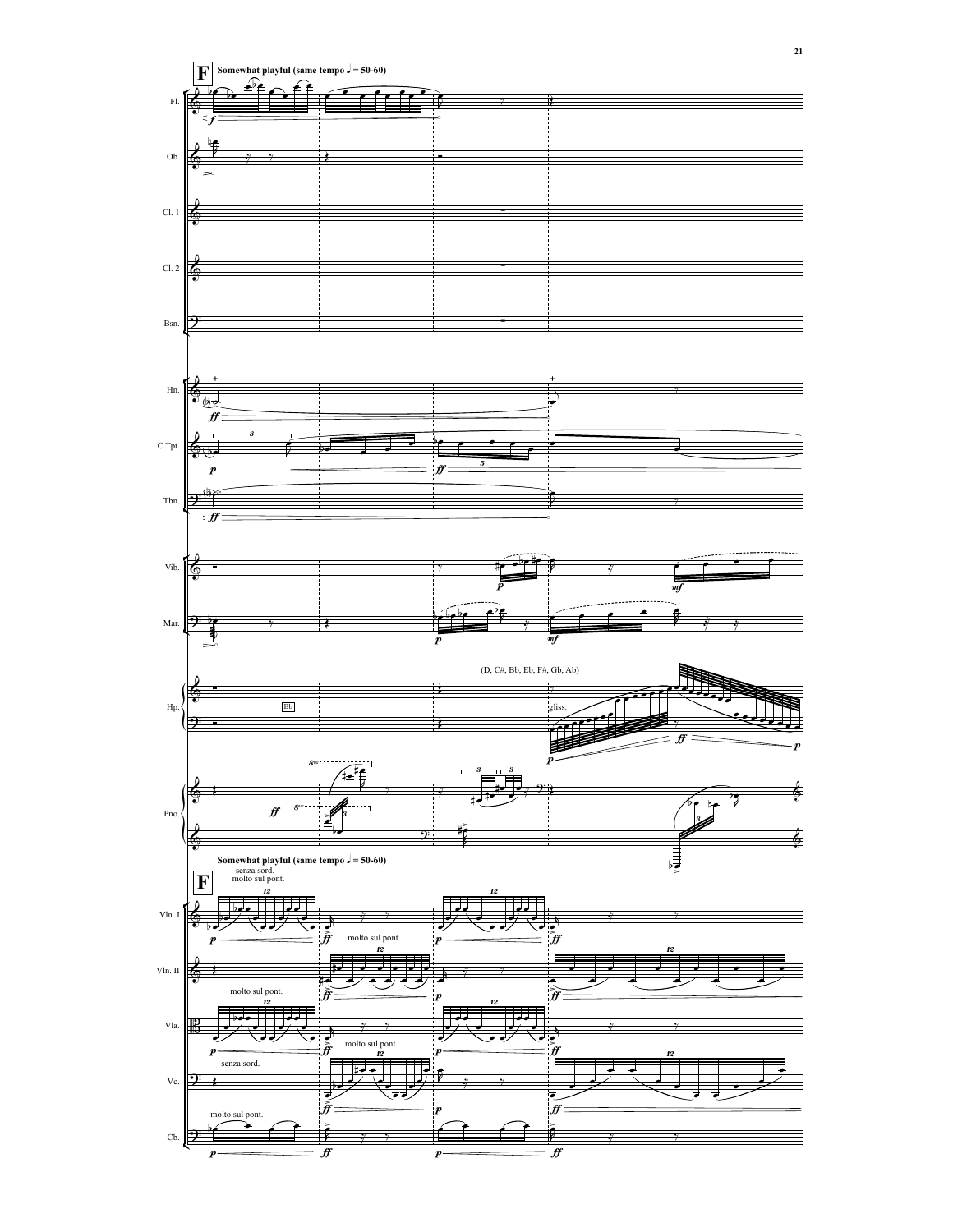**F** Somewhat playful (same tempo ♩ = 50-60)

Fl.
Ob.
Cl. 1
Cl. 2
Bsn.

Hn.
C Tpt.
Tbn.

Vib.
Mar.

Hp.

(D, C#, Bb, Eb, F#, Gb, Ab)

gliss.

Bb

Pno.

**F** Somewhat playful (same tempo ♩ = 50-60)

senza sord.
molto sul pont.

Vln. I
Vln. II
Vla.
Vc.
Cb.

molto sul pont.

molto sul pont.

molto sul pont.

senza sord.

molto sul pont.